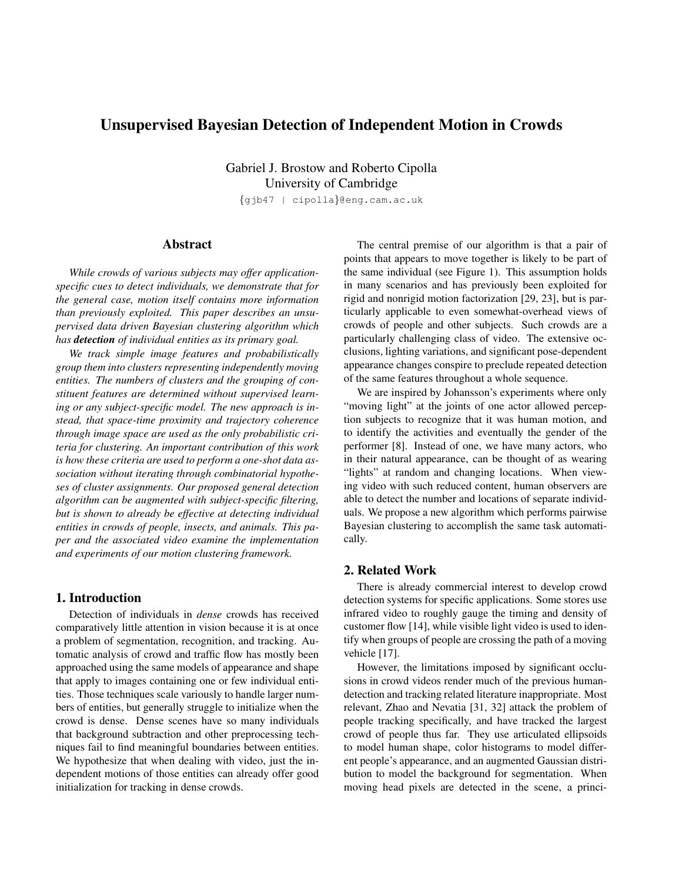# Unsupervised Bayesian Detection of Independent Motion in Crowds

Gabriel J. Brostow and Roberto Cipolla
University of Cambridge
{gjb47 | cipolla}@eng.cam.ac.uk

## Abstract

*While crowds of various subjects may offer application-specific cues to detect individuals, we demonstrate that for the general case, motion itself contains more information than previously exploited. This paper describes an unsupervised data driven Bayesian clustering algorithm which has* ***detection*** *of individual entities as its primary goal.*

*We track simple image features and probabilistically group them into clusters representing independently moving entities. The numbers of clusters and the grouping of constituent features are determined without supervised learning or any subject-specific model. The new approach is instead, that space-time proximity and trajectory coherence through image space are used as the only probabilistic criteria for clustering. An important contribution of this work is how these criteria are used to perform a one-shot data association without iterating through combinatorial hypotheses of cluster assignments. Our proposed general detection algorithm can be augmented with subject-specific filtering, but is shown to already be effective at detecting individual entities in crowds of people, insects, and animals. This paper and the associated video examine the implementation and experiments of our motion clustering framework.*

## 1. Introduction

Detection of individuals in *dense* crowds has received comparatively little attention in vision because it is at once a problem of segmentation, recognition, and tracking. Automatic analysis of crowd and traffic flow has mostly been approached using the same models of appearance and shape that apply to images containing one or few individual entities. Those techniques scale variously to handle larger numbers of entities, but generally struggle to initialize when the crowd is dense. Dense scenes have so many individuals that background subtraction and other preprocessing techniques fail to find meaningful boundaries between entities. We hypothesize that when dealing with video, just the independent motions of those entities can already offer good initialization for tracking in dense crowds.

The central premise of our algorithm is that a pair of points that appears to move together is likely to be part of the same individual (see Figure 1). This assumption holds in many scenarios and has previously been exploited for rigid and nonrigid motion factorization [29, 23], but is particularly applicable to even somewhat-overhead views of crowds of people and other subjects. Such crowds are a particularly challenging class of video. The extensive occlusions, lighting variations, and significant pose-dependent appearance changes conspire to preclude repeated detection of the same features throughout a whole sequence.

We are inspired by Johansson's experiments where only "moving light" at the joints of one actor allowed perception subjects to recognize that it was human motion, and to identify the activities and eventually the gender of the performer [8]. Instead of one, we have many actors, who in their natural appearance, can be thought of as wearing "lights" at random and changing locations. When viewing video with such reduced content, human observers are able to detect the number and locations of separate individuals. We propose a new algorithm which performs pairwise Bayesian clustering to accomplish the same task automatically.

## 2. Related Work

There is already commercial interest to develop crowd detection systems for specific applications. Some stores use infrared video to roughly gauge the timing and density of customer flow [14], while visible light video is used to identify when groups of people are crossing the path of a moving vehicle [17].

However, the limitations imposed by significant occlusions in crowd videos render much of the previous human-detection and tracking related literature inappropriate. Most relevant, Zhao and Nevatia [31, 32] attack the problem of people tracking specifically, and have tracked the largest crowd of people thus far. They use articulated ellipsoids to model human shape, color histograms to model different people's appearance, and an augmented Gaussian distribution to model the background for segmentation. When moving head pixels are detected in the scene, a princi-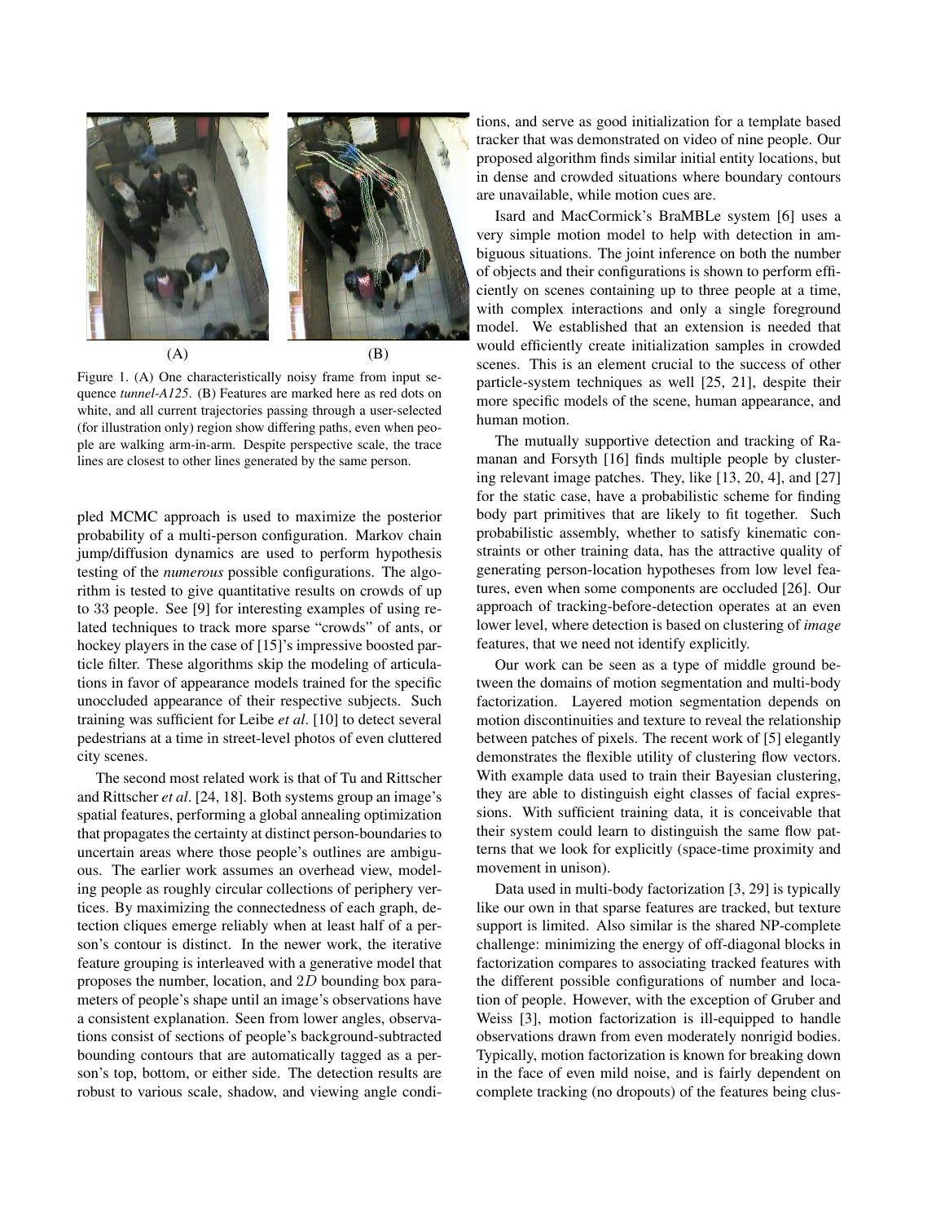Figure 1. (A) One characteristically noisy frame from input sequence *tunnel-A125*. (B) Features are marked here as red dots on white, and all current trajectories passing through a user-selected (for illustration only) region show differing paths, even when people are walking arm-in-arm. Despite perspective scale, the trace lines are closest to other lines generated by the same person.

pled MCMC approach is used to maximize the posterior probability of a multi-person configuration. Markov chain jump/diffusion dynamics are used to perform hypothesis testing of the *numerous* possible configurations. The algorithm is tested to give quantitative results on crowds of up to 33 people. See [9] for interesting examples of using related techniques to track more sparse "crowds" of ants, or hockey players in the case of [15]'s impressive boosted particle filter. These algorithms skip the modeling of articulations in favor of appearance models trained for the specific unoccluded appearance of their respective subjects. Such training was sufficient for Leibe *et al*. [10] to detect several pedestrians at a time in street-level photos of even cluttered city scenes.

The second most related work is that of Tu and Rittscher and Rittscher *et al*. [24, 18]. Both systems group an image's spatial features, performing a global annealing optimization that propagates the certainty at distinct person-boundaries to uncertain areas where those people's outlines are ambiguous. The earlier work assumes an overhead view, modeling people as roughly circular collections of periphery vertices. By maximizing the connectedness of each graph, detection cliques emerge reliably when at least half of a person's contour is distinct. In the newer work, the iterative feature grouping is interleaved with a generative model that proposes the number, location, and $2D$ bounding box parameters of people's shape until an image's observations have a consistent explanation. Seen from lower angles, observations consist of sections of people's background-subtracted bounding contours that are automatically tagged as a person's top, bottom, or either side. The detection results are robust to various scale, shadow, and viewing angle conditions, and serve as good initialization for a template based tracker that was demonstrated on video of nine people. Our proposed algorithm finds similar initial entity locations, but in dense and crowded situations where boundary contours are unavailable, while motion cues are.

Isard and MacCormick's BraMBLe system [6] uses a very simple motion model to help with detection in ambiguous situations. The joint inference on both the number of objects and their configurations is shown to perform efficiently on scenes containing up to three people at a time, with complex interactions and only a single foreground model. We established that an extension is needed that would efficiently create initialization samples in crowded scenes. This is an element crucial to the success of other particle-system techniques as well [25, 21], despite their more specific models of the scene, human appearance, and human motion.

The mutually supportive detection and tracking of Ramanan and Forsyth [16] finds multiple people by clustering relevant image patches. They, like [13, 20, 4], and [27] for the static case, have a probabilistic scheme for finding body part primitives that are likely to fit together. Such probabilistic assembly, whether to satisfy kinematic constraints or other training data, has the attractive quality of generating person-location hypotheses from low level features, even when some components are occluded [26]. Our approach of tracking-before-detection operates at an even lower level, where detection is based on clustering of *image* features, that we need not identify explicitly.

Our work can be seen as a type of middle ground between the domains of motion segmentation and multi-body factorization. Layered motion segmentation depends on motion discontinuities and texture to reveal the relationship between patches of pixels. The recent work of [5] elegantly demonstrates the flexible utility of clustering flow vectors. With example data used to train their Bayesian clustering, they are able to distinguish eight classes of facial expressions. With sufficient training data, it is conceivable that their system could learn to distinguish the same flow patterns that we look for explicitly (space-time proximity and movement in unison).

Data used in multi-body factorization [3, 29] is typically like our own in that sparse features are tracked, but texture support is limited. Also similar is the shared NP-complete challenge: minimizing the energy of off-diagonal blocks in factorization compares to associating tracked features with the different possible configurations of number and location of people. However, with the exception of Gruber and Weiss [3], motion factorization is ill-equipped to handle observations drawn from even moderately nonrigid bodies. Typically, motion factorization is known for breaking down in the face of even mild noise, and is fairly dependent on complete tracking (no dropouts) of the features being clus-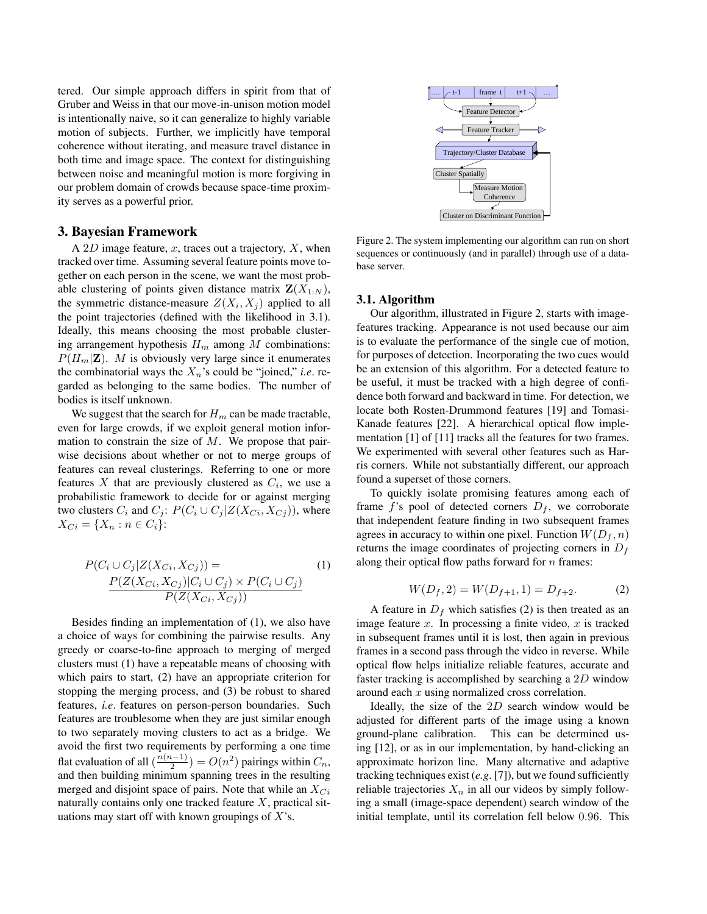tered. Our simple approach differs in spirit from that of Gruber and Weiss in that our move-in-unison motion model is intentionally naive, so it can generalize to highly variable motion of subjects. Further, we implicitly have temporal coherence without iterating, and measure travel distance in both time and image space. The context for distinguishing between noise and meaningful motion is more forgiving in our problem domain of crowds because space-time proximity serves as a powerful prior.

## 3. Bayesian Framework

A $2D$ image feature, $x$, traces out a trajectory, $X$, when tracked over time. Assuming several feature points move together on each person in the scene, we want the most probable clustering of points given distance matrix $\mathbf{Z}(X_{1:N})$, the symmetric distance-measure $Z(X_i, X_j)$ applied to all the point trajectories (defined with the likelihood in 3.1). Ideally, this means choosing the most probable clustering arrangement hypothesis $H_m$ among $M$ combinations: $P(H_m|\mathbf{Z})$. $M$ is obviously very large since it enumerates the combinatorial ways the $X_n$'s could be "joined," *i.e*. regarded as belonging to the same bodies. The number of bodies is itself unknown.

We suggest that the search for $H_m$ can be made tractable, even for large crowds, if we exploit general motion information to constrain the size of $M$. We propose that pairwise decisions about whether or not to merge groups of features can reveal clusterings. Referring to one or more features $X$ that are previously clustered as $C_i$, we use a probabilistic framework to decide for or against merging two clusters $C_i$ and $C_j$: $P(C_i \cup C_j | Z(X_{Ci}, X_{Cj}))$, where $X_{Ci} = \{X_n : n \in C_i\}$:

$$P(C_i \cup C_j | Z(X_{Ci}, X_{Cj})) = \frac{P(Z(X_{Ci}, X_{Cj}) | C_i \cup C_j) \times P(C_i \cup C_j)}{P(Z(X_{Ci}, X_{Cj}))} \tag{1}$$

Besides finding an implementation of (1), we also have a choice of ways for combining the pairwise results. Any greedy or coarse-to-fine approach to merging of merged clusters must (1) have a repeatable means of choosing with which pairs to start, (2) have an appropriate criterion for stopping the merging process, and (3) be robust to shared features, *i.e*. features on person-person boundaries. Such features are troublesome when they are just similar enough to two separately moving clusters to act as a bridge. We avoid the first two requirements by performing a one time flat evaluation of all $(\frac{n(n-1)}{2}) = O(n^2)$ pairings within $C_n$, and then building minimum spanning trees in the resulting merged and disjoint space of pairs. Note that while an $X_{Ci}$ naturally contains only one tracked feature $X$, practical situations may start off with known groupings of $X$'s.

Figure 2. The system implementing our algorithm can run on short sequences or continuously (and in parallel) through use of a database server.

### 3.1. Algorithm

Our algorithm, illustrated in Figure 2, starts with image-features tracking. Appearance is not used because our aim is to evaluate the performance of the single cue of motion, for purposes of detection. Incorporating the two cues would be an extension of this algorithm. For a detected feature to be useful, it must be tracked with a high degree of confidence both forward and backward in time. For detection, we locate both Rosten-Drummond features [19] and Tomasi-Kanade features [22]. A hierarchical optical flow implementation [1] of [11] tracks all the features for two frames. We experimented with several other features such as Harris corners. While not substantially different, our approach found a superset of those corners.

To quickly isolate promising features among each of frame $f$'s pool of detected corners $D_f$, we corroborate that independent feature finding in two subsequent frames agrees in accuracy to within one pixel. Function $W(D_f, n)$ returns the image coordinates of projecting corners in $D_f$ along their optical flow paths forward for $n$ frames:

$$W(D_f, 2) = W(D_{f+1}, 1) = D_{f+2}. \tag{2}$$

A feature in $D_f$ which satisfies (2) is then treated as an image feature $x$. In processing a finite video, $x$ is tracked in subsequent frames until it is lost, then again in previous frames in a second pass through the video in reverse. While optical flow helps initialize reliable features, accurate and faster tracking is accomplished by searching a $2D$ window around each $x$ using normalized cross correlation.

Ideally, the size of the $2D$ search window would be adjusted for different parts of the image using a known ground-plane calibration. This can be determined using [12], or as in our implementation, by hand-clicking an approximate horizon line. Many alternative and adaptive tracking techniques exist (*e.g*. [7]), but we found sufficiently reliable trajectories $X_n$ in all our videos by simply following a small (image-space dependent) search window of the initial template, until its correlation fell below $0.96$. This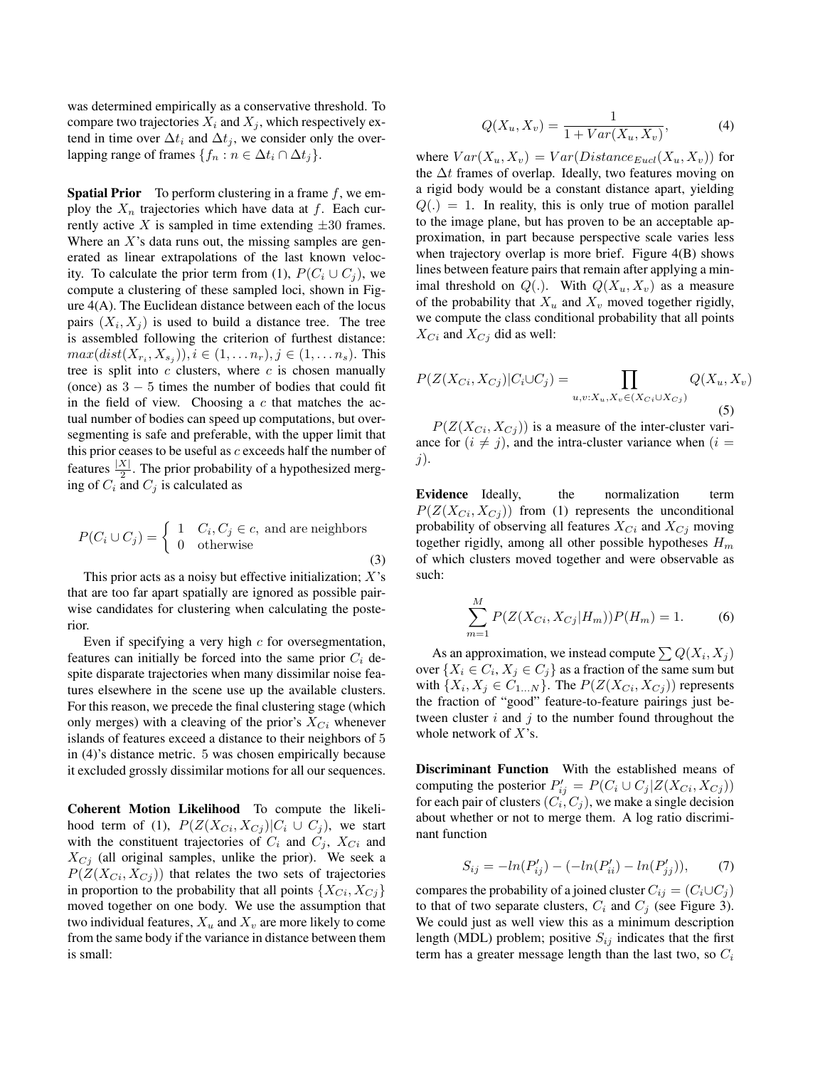was determined empirically as a conservative threshold. To compare two trajectories $X_i$ and $X_j$, which respectively extend in time over $\Delta t_i$ and $\Delta t_j$, we consider only the overlapping range of frames $\{f_n : n \in \Delta t_i \cap \Delta t_j\}$.

**Spatial Prior** To perform clustering in a frame $f$, we employ the $X_n$ trajectories which have data at $f$. Each currently active $X$ is sampled in time extending $\pm 30$ frames. Where an $X$'s data runs out, the missing samples are generated as linear extrapolations of the last known velocity. To calculate the prior term from (1), $P(C_i \cup C_j)$, we compute a clustering of these sampled loci, shown in Figure 4(A). The Euclidean distance between each of the locus pairs $(X_i, X_j)$ is used to build a distance tree. The tree is assembled following the criterion of furthest distance: $max(dist(X_{r_i}, X_{s_j})), i \in (1, \ldots n_r), j \in (1, \ldots n_s)$. This tree is split into $c$ clusters, where $c$ is chosen manually (once) as $3 - 5$ times the number of bodies that could fit in the field of view. Choosing a $c$ that matches the actual number of bodies can speed up computations, but oversegmenting is safe and preferable, with the upper limit that this prior ceases to be useful as $c$ exceeds half the number of features $\frac{|X|}{2}$. The prior probability of a hypothesized merging of $C_i$ and $C_j$ is calculated as

$$P(C_i \cup C_j) = \begin{cases} 1 & C_i, C_j \in c, \text{ and are neighbors} \\ 0 & \text{otherwise} \end{cases} \tag{3}$$

This prior acts as a noisy but effective initialization; $X$'s that are too far apart spatially are ignored as possible pairwise candidates for clustering when calculating the posterior.

Even if specifying a very high $c$ for oversegmentation, features can initially be forced into the same prior $C_i$ despite disparate trajectories when many dissimilar noise features elsewhere in the scene use up the available clusters. For this reason, we precede the final clustering stage (which only merges) with a cleaving of the prior's $X_{Ci}$ whenever islands of features exceed a distance to their neighbors of 5 in (4)'s distance metric. 5 was chosen empirically because it excluded grossly dissimilar motions for all our sequences.

**Coherent Motion Likelihood** To compute the likelihood term of (1), $P(Z(X_{Ci}, X_{Cj}) | C_i \cup C_j)$, we start with the constituent trajectories of $C_i$ and $C_j$, $X_{Ci}$ and $X_{Cj}$ (all original samples, unlike the prior). We seek a $P(Z(X_{Ci}, X_{Cj}))$ that relates the two sets of trajectories in proportion to the probability that all points $\{X_{Ci}, X_{Cj}\}$ moved together on one body. We use the assumption that two individual features, $X_u$ and $X_v$ are more likely to come from the same body if the variance in distance between them is small:

$$Q(X_u, X_v) = \frac{1}{1 + Var(X_u, X_v)}, \tag{4}$$

where $Var(X_u, X_v) = Var(Distance_{Eucl}(X_u, X_v))$ for the $\Delta t$ frames of overlap. Ideally, two features moving on a rigid body would be a constant distance apart, yielding $Q(.) = 1$. In reality, this is only true of motion parallel to the image plane, but has proven to be an acceptable approximation, in part because perspective scale varies less when trajectory overlap is more brief. Figure 4(B) shows lines between feature pairs that remain after applying a minimal threshold on $Q(.)$. With $Q(X_u, X_v)$ as a measure of the probability that $X_u$ and $X_v$ moved together rigidly, we compute the class conditional probability that all points $X_{Ci}$ and $X_{Cj}$ did as well:

$$P(Z(X_{Ci}, X_{Cj}) | C_i \cup C_j) = \prod_{u,v : X_u, X_v \in (X_{Ci} \cup X_{Cj})} Q(X_u, X_v) \tag{5}$$

$P(Z(X_{Ci}, X_{Cj}))$ is a measure of the inter-cluster variance for $(i \neq j)$, and the intra-cluster variance when $(i = j)$.

**Evidence** Ideally, the normalization term $P(Z(X_{Ci}, X_{Cj}))$ from (1) represents the unconditional probability of observing all features $X_{Ci}$ and $X_{Cj}$ moving together rigidly, among all other possible hypotheses $H_m$ of which clusters moved together and were observable as such:

$$\sum_{m=1}^{M} P(Z(X_{Ci}, X_{Cj} | H_m)) P(H_m) = 1. \tag{6}$$

As an approximation, we instead compute $\sum Q(X_i, X_j)$ over $\{X_i \in C_i, X_j \in C_j\}$ as a fraction of the same sum but with $\{X_i, X_j \in C_{1 \ldots N}\}$. The $P(Z(X_{Ci}, X_{Cj}))$ represents the fraction of "good" feature-to-feature pairings just between cluster $i$ and $j$ to the number found throughout the whole network of $X$'s.

**Discriminant Function** With the established means of computing the posterior $P'_{ij} = P(C_i \cup C_j | Z(X_{Ci}, X_{Cj}))$ for each pair of clusters $(C_i, C_j)$, we make a single decision about whether or not to merge them. A log ratio discriminant function

$$S_{ij} = -ln(P'_{ij}) - (-ln(P'_{ii}) - ln(P'_{jj})), \tag{7}$$

compares the probability of a joined cluster $C_{ij} = (C_i \cup C_j)$ to that of two separate clusters, $C_i$ and $C_j$ (see Figure 3). We could just as well view this as a minimum description length (MDL) problem; positive $S_{ij}$ indicates that the first term has a greater message length than the last two, so $C_i$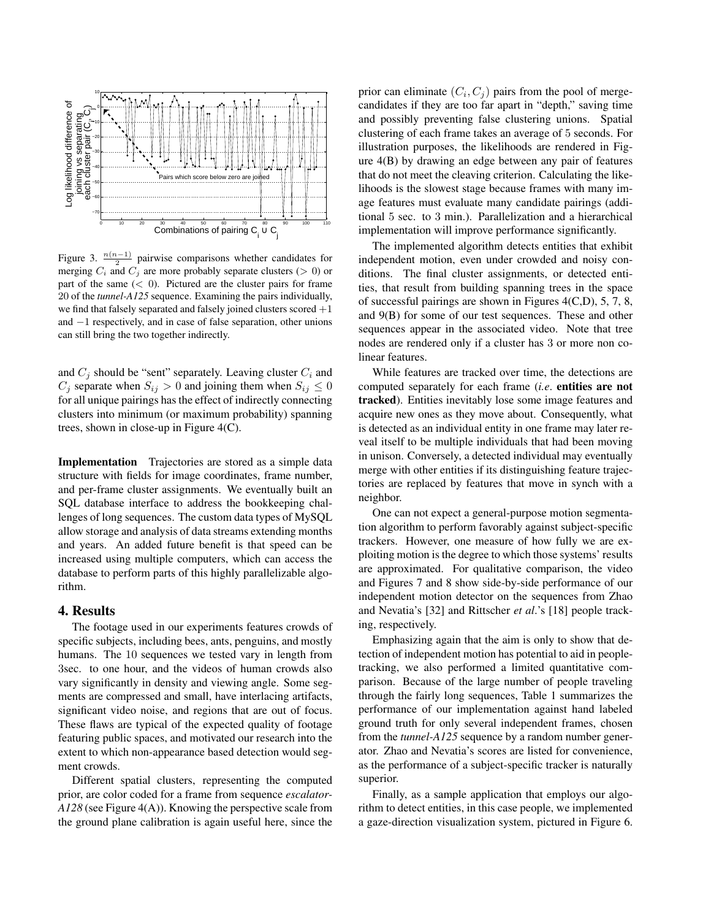Figure 3. $\frac{n(n-1)}{2}$ pairwise comparisons whether candidates for merging $C_i$ and $C_j$ are more probably separate clusters ($> 0$) or part of the same ($< 0$). Pictured are the cluster pairs for frame 20 of the *tunnel-A125* sequence. Examining the pairs individually, we find that falsely separated and falsely joined clusters scored $+1$ and $-1$ respectively, and in case of false separation, other unions can still bring the two together indirectly.

and $C_j$ should be "sent" separately. Leaving cluster $C_i$ and $C_j$ separate when $S_{ij} > 0$ and joining them when $S_{ij} \leq 0$ for all unique pairings has the effect of indirectly connecting clusters into minimum (or maximum probability) spanning trees, shown in close-up in Figure 4(C).

**Implementation** Trajectories are stored as a simple data structure with fields for image coordinates, frame number, and per-frame cluster assignments. We eventually built an SQL database interface to address the bookkeeping challenges of long sequences. The custom data types of MySQL allow storage and analysis of data streams extending months and years. An added future benefit is that speed can be increased using multiple computers, which can access the database to perform parts of this highly parallelizable algorithm.

## 4. Results

The footage used in our experiments features crowds of specific subjects, including bees, ants, penguins, and mostly humans. The 10 sequences we tested vary in length from 3sec. to one hour, and the videos of human crowds also vary significantly in density and viewing angle. Some segments are compressed and small, have interlacing artifacts, significant video noise, and regions that are out of focus. These flaws are typical of the expected quality of footage featuring public spaces, and motivated our research into the extent to which non-appearance based detection would segment crowds.

Different spatial clusters, representing the computed prior, are color coded for a frame from sequence *escalator-A128* (see Figure 4(A)). Knowing the perspective scale from the ground plane calibration is again useful here, since the prior can eliminate $(C_i, C_j)$ pairs from the pool of merge-candidates if they are too far apart in "depth," saving time and possibly preventing false clustering unions. Spatial clustering of each frame takes an average of 5 seconds. For illustration purposes, the likelihoods are rendered in Figure 4(B) by drawing an edge between any pair of features that do not meet the cleaving criterion. Calculating the likelihoods is the slowest stage because frames with many image features must evaluate many candidate pairings (additional 5 sec. to 3 min.). Parallelization and a hierarchical implementation will improve performance significantly.

The implemented algorithm detects entities that exhibit independent motion, even under crowded and noisy conditions. The final cluster assignments, or detected entities, that result from building spanning trees in the space of successful pairings are shown in Figures 4(C,D), 5, 7, 8, and 9(B) for some of our test sequences. These and other sequences appear in the associated video. Note that tree nodes are rendered only if a cluster has 3 or more non colinear features.

While features are tracked over time, the detections are computed separately for each frame (*i.e.* **entities are not tracked**). Entities inevitably lose some image features and acquire new ones as they move about. Consequently, what is detected as an individual entity in one frame may later reveal itself to be multiple individuals that had been moving in unison. Conversely, a detected individual may eventually merge with other entities if its distinguishing feature trajectories are replaced by features that move in synch with a neighbor.

One can not expect a general-purpose motion segmentation algorithm to perform favorably against subject-specific trackers. However, one measure of how fully we are exploiting motion is the degree to which those systems' results are approximated. For qualitative comparison, the video and Figures 7 and 8 show side-by-side performance of our independent motion detector on the sequences from Zhao and Nevatia's [32] and Rittscher *et al.*'s [18] people tracking, respectively.

Emphasizing again that the aim is only to show that detection of independent motion has potential to aid in people-tracking, we also performed a limited quantitative comparison. Because of the large number of people traveling through the fairly long sequences, Table 1 summarizes the performance of our implementation against hand labeled ground truth for only several independent frames, chosen from the *tunnel-A125* sequence by a random number generator. Zhao and Nevatia's scores are listed for convenience, as the performance of a subject-specific tracker is naturally superior.

Finally, as a sample application that employs our algorithm to detect entities, in this case people, we implemented a gaze-direction visualization system, pictured in Figure 6.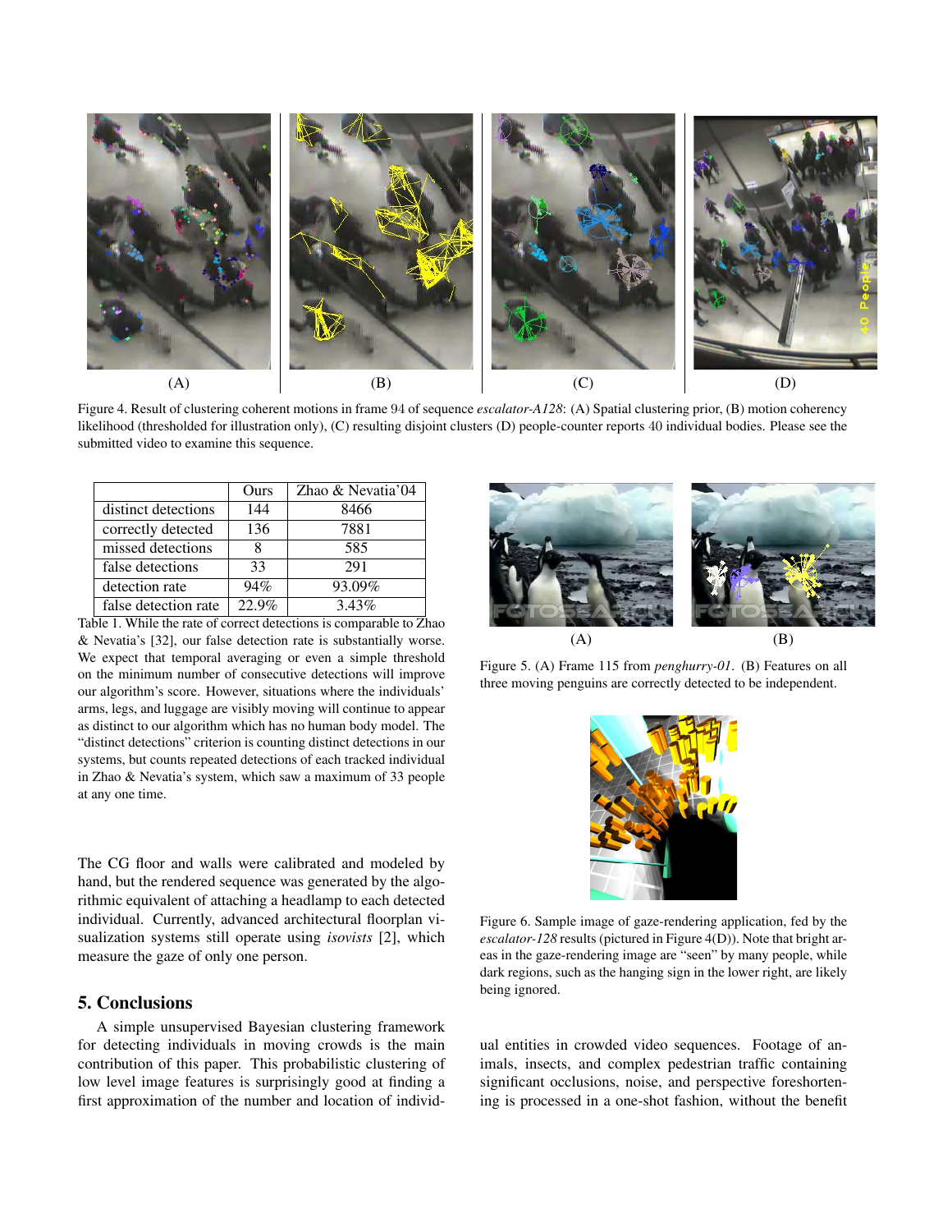Figure 4. Result of clustering coherent motions in frame 94 of sequence *escalator-A128*: (A) Spatial clustering prior, (B) motion coherency likelihood (thresholded for illustration only), (C) resulting disjoint clusters (D) people-counter reports 40 individual bodies. Please see the submitted video to examine this sequence.

| | Ours | Zhao & Nevatia'04 |
|---|---|---|
| distinct detections | 144 | 8466 |
| correctly detected | 136 | 7881 |
| missed detections | 8 | 585 |
| false detections | 33 | 291 |
| detection rate | 94% | 93.09% |
| false detection rate | 22.9% | 3.43% |

Table 1. While the rate of correct detections is comparable to Zhao & Nevatia's [32], our false detection rate is substantially worse. We expect that temporal averaging or even a simple threshold on the minimum number of consecutive detections will improve our algorithm's score. However, situations where the individuals' arms, legs, and luggage are visibly moving will continue to appear as distinct to our algorithm which has no human body model. The "distinct detections" criterion is counting distinct detections in our systems, but counts repeated detections of each tracked individual in Zhao & Nevatia's system, which saw a maximum of 33 people at any one time.

Figure 5. (A) Frame 115 from *penghurry-01*. (B) Features on all three moving penguins are correctly detected to be independent.

Figure 6. Sample image of gaze-rendering application, fed by the *escalator-128* results (pictured in Figure 4(D)). Note that bright areas in the gaze-rendering image are "seen" by many people, while dark regions, such as the hanging sign in the lower right, are likely being ignored.

The CG floor and walls were calibrated and modeled by hand, but the rendered sequence was generated by the algorithmic equivalent of attaching a headlamp to each detected individual. Currently, advanced architectural floorplan visualization systems still operate using *isovists* [2], which measure the gaze of only one person.

## 5. Conclusions

A simple unsupervised Bayesian clustering framework for detecting individuals in moving crowds is the main contribution of this paper. This probabilistic clustering of low level image features is surprisingly good at finding a first approximation of the number and location of individual entities in crowded video sequences. Footage of animals, insects, and complex pedestrian traffic containing significant occlusions, noise, and perspective foreshortening is processed in a one-shot fashion, without the benefit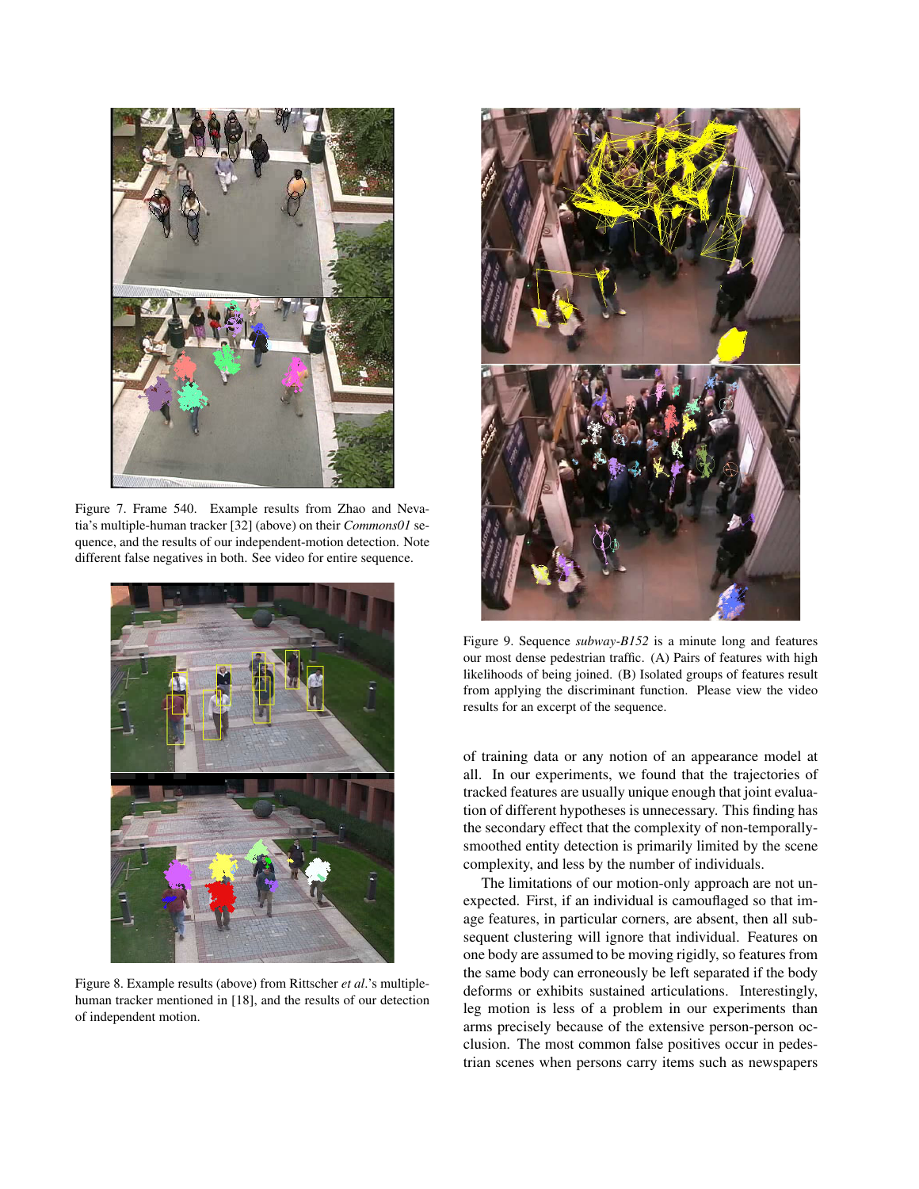Figure 7. Frame 540. Example results from Zhao and Nevatia's multiple-human tracker [32] (above) on their *Commons01* sequence, and the results of our independent-motion detection. Note different false negatives in both. See video for entire sequence.

Figure 8. Example results (above) from Rittscher *et al*.'s multiple-human tracker mentioned in [18], and the results of our detection of independent motion.

Figure 9. Sequence *subway-B152* is a minute long and features our most dense pedestrian traffic. (A) Pairs of features with high likelihoods of being joined. (B) Isolated groups of features result from applying the discriminant function. Please view the video results for an excerpt of the sequence.

of training data or any notion of an appearance model at all. In our experiments, we found that the trajectories of tracked features are usually unique enough that joint evaluation of different hypotheses is unnecessary. This finding has the secondary effect that the complexity of non-temporally-smoothed entity detection is primarily limited by the scene complexity, and less by the number of individuals.

The limitations of our motion-only approach are not unexpected. First, if an individual is camouflaged so that image features, in particular corners, are absent, then all subsequent clustering will ignore that individual. Features on one body are assumed to be moving rigidly, so features from the same body can erroneously be left separated if the body deforms or exhibits sustained articulations. Interestingly, leg motion is less of a problem in our experiments than arms precisely because of the extensive person-person occlusion. The most common false positives occur in pedestrian scenes when persons carry items such as newspapers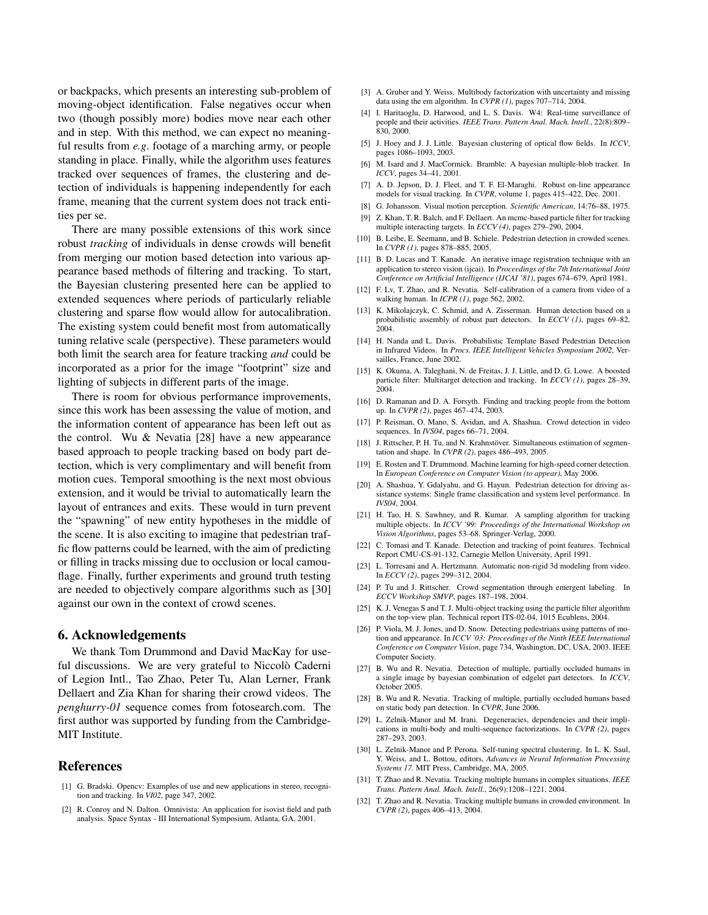or backpacks, which presents an interesting sub-problem of moving-object identification. False negatives occur when two (though possibly more) bodies move near each other and in step. With this method, we can expect no meaningful results from *e.g*. footage of a marching army, or people standing in place. Finally, while the algorithm uses features tracked over sequences of frames, the clustering and detection of individuals is happening independently for each frame, meaning that the current system does not track entities per se.

There are many possible extensions of this work since robust *tracking* of individuals in dense crowds will benefit from merging our motion based detection into various appearance based methods of filtering and tracking. To start, the Bayesian clustering presented here can be applied to extended sequences where periods of particularly reliable clustering and sparse flow would allow for autocalibration. The existing system could benefit most from automatically tuning relative scale (perspective). These parameters would both limit the search area for feature tracking *and* could be incorporated as a prior for the image "footprint" size and lighting of subjects in different parts of the image.

There is room for obvious performance improvements, since this work has been assessing the value of motion, and the information content of appearance has been left out as the control. Wu & Nevatia [28] have a new appearance based approach to people tracking based on body part detection, which is very complimentary and will benefit from motion cues. Temporal smoothing is the next most obvious extension, and it would be trivial to automatically learn the layout of entrances and exits. These would in turn prevent the "spawning" of new entity hypotheses in the middle of the scene. It is also exciting to imagine that pedestrian traffic flow patterns could be learned, with the aim of predicting or filling in tracks missing due to occlusion or local camouflage. Finally, further experiments and ground truth testing are needed to objectively compare algorithms such as [30] against our own in the context of crowd scenes.

## 6. Acknowledgements

We thank Tom Drummond and David MacKay for useful discussions. We are very grateful to Niccolò Caderni of Legion Intl., Tao Zhao, Peter Tu, Alan Lerner, Frank Dellaert and Zia Khan for sharing their crowd videos. The *penghurry-01* sequence comes from fotosearch.com. The first author was supported by funding from the Cambridge-MIT Institute.

## References

[1] G. Bradski. Opencv: Examples of use and new applications in stereo, recognition and tracking. In *VI02*, page 347, 2002.

[2] R. Conroy and N. Dalton. Omnivista: An application for isovist field and path analysis. Space Syntax - III International Symposium, Atlanta, GA, 2001.

[3] A. Gruber and Y. Weiss. Multibody factorization with uncertainty and missing data using the em algorithm. In *CVPR (1)*, pages 707–714, 2004.

[4] I. Haritaoglu, D. Harwood, and L. S. Davis. W4: Real-time surveillance of people and their activities. *IEEE Trans. Pattern Anal. Mach. Intell.*, 22(8):809–830, 2000.

[5] J. Hoey and J. J. Little. Bayesian clustering of optical flow fields. In *ICCV*, pages 1086–1093, 2003.

[6] M. Isard and J. MacCormick. Bramble: A bayesian multiple-blob tracker. In *ICCV*, pages 34–41, 2001.

[7] A. D. Jepson, D. J. Fleet, and T. F. El-Maraghi. Robust on-line appearance models for visual tracking. In *CVPR*, volume 1, pages 415–422, Dec. 2001.

[8] G. Johansson. Visual motion perception. *Scientific American*, 14:76–88, 1975.

[9] Z. Khan, T. R. Balch, and F. Dellaert. An mcmc-based particle filter for tracking multiple interacting targets. In *ECCV (4)*, pages 279–290, 2004.

[10] B. Leibe, E. Seemann, and B. Schiele. Pedestrian detection in crowded scenes. In *CVPR (1)*, pages 878–885, 2005.

[11] B. D. Lucas and T. Kanade. An iterative image registration technique with an application to stereo vision (ijcai). In *Proceedings of the 7th International Joint Conference on Artificial Intelligence (IJCAI '81)*, pages 674–679, April 1981.

[12] F. Lv, T. Zhao, and R. Nevatia. Self-calibration of a camera from video of a walking human. In *ICPR (1)*, page 562, 2002.

[13] K. Mikolajczyk, C. Schmid, and A. Zisserman. Human detection based on a probabilistic assembly of robust part detectors. In *ECCV (1)*, pages 69–82, 2004.

[14] H. Nanda and L. Davis. Probabilistic Template Based Pedestrian Detection in Infrared Videos. In *Procs. IEEE Intelligent Vehicles Symposium 2002*, Versailles, France, June 2002.

[15] K. Okuma, A. Taleghani, N. de Freitas, J. J. Little, and D. G. Lowe. A boosted particle filter: Multitarget detection and tracking. In *ECCV (1)*, pages 28–39, 2004.

[16] D. Ramanan and D. A. Forsyth. Finding and tracking people from the bottom up. In *CVPR (2)*, pages 467–474, 2003.

[17] P. Reisman, O. Mano, S. Avidan, and A. Shashua. Crowd detection in video sequences. In *IVS04*, pages 66–71, 2004.

[18] J. Rittscher, P. H. Tu, and N. Krahnstöver. Simultaneous estimation of segmentation and shape. In *CVPR (2)*, pages 486–493, 2005.

[19] E. Rosten and T. Drummond. Machine learning for high-speed corner detection. In *European Conference on Computer Vision (to appear)*, May 2006.

[20] A. Shashua, Y. Gdalyahu, and G. Hayun. Pedestrian detection for driving assistance systems: Single frame classification and system level performance. In *IVS04*, 2004.

[21] H. Tao, H. S. Sawhney, and R. Kumar. A sampling algorithm for tracking multiple objects. In *ICCV '99: Proceedings of the International Workshop on Vision Algorithms*, pages 53–68. Springer-Verlag, 2000.

[22] C. Tomasi and T. Kanade. Detection and tracking of point features. Technical Report CMU-CS-91-132, Carnegie Mellon University, April 1991.

[23] L. Torresani and A. Hertzmann. Automatic non-rigid 3d modeling from video. In *ECCV (2)*, pages 299–312, 2004.

[24] P. Tu and J. Rittscher. Crowd segmentation through emergent labeling. In *ECCV Workshop SMVP*, pages 187–198, 2004.

[25] K. J. Venegas S and T. J. Multi-object tracking using the particle filter algorithm on the top-view plan. Technical report ITS-02-04, 1015 Ecublens, 2004.

[26] P. Viola, M. J. Jones, and D. Snow. Detecting pedestrians using patterns of motion and appearance. In *ICCV '03: Proceedings of the Ninth IEEE International Conference on Computer Vision*, page 734, Washington, DC, USA, 2003. IEEE Computer Society.

[27] B. Wu and R. Nevatia. Detection of multiple, partially occluded humans in a single image by bayesian combination of edgelet part detectors. In *ICCV*, October 2005.

[28] B. Wu and R. Nevatia. Tracking of multiple, partially occluded humans based on static body part detection. In *CVPR*, June 2006.

[29] L. Zelnik-Manor and M. Irani. Degeneracies, dependencies and their implications in multi-body and multi-sequence factorizations. In *CVPR (2)*, pages 287–293, 2003.

[30] L. Zelnik-Manor and P. Perona. Self-tuning spectral clustering. In L. K. Saul, Y. Weiss, and L. Bottou, editors, *Advances in Neural Information Processing Systems 17*. MIT Press, Cambridge, MA, 2005.

[31] T. Zhao and R. Nevatia. Tracking multiple humans in complex situations. *IEEE Trans. Pattern Anal. Mach. Intell.*, 26(9):1208–1221, 2004.

[32] T. Zhao and R. Nevatia. Tracking multiple humans in crowded environment. In *CVPR (2)*, pages 406–413, 2004.